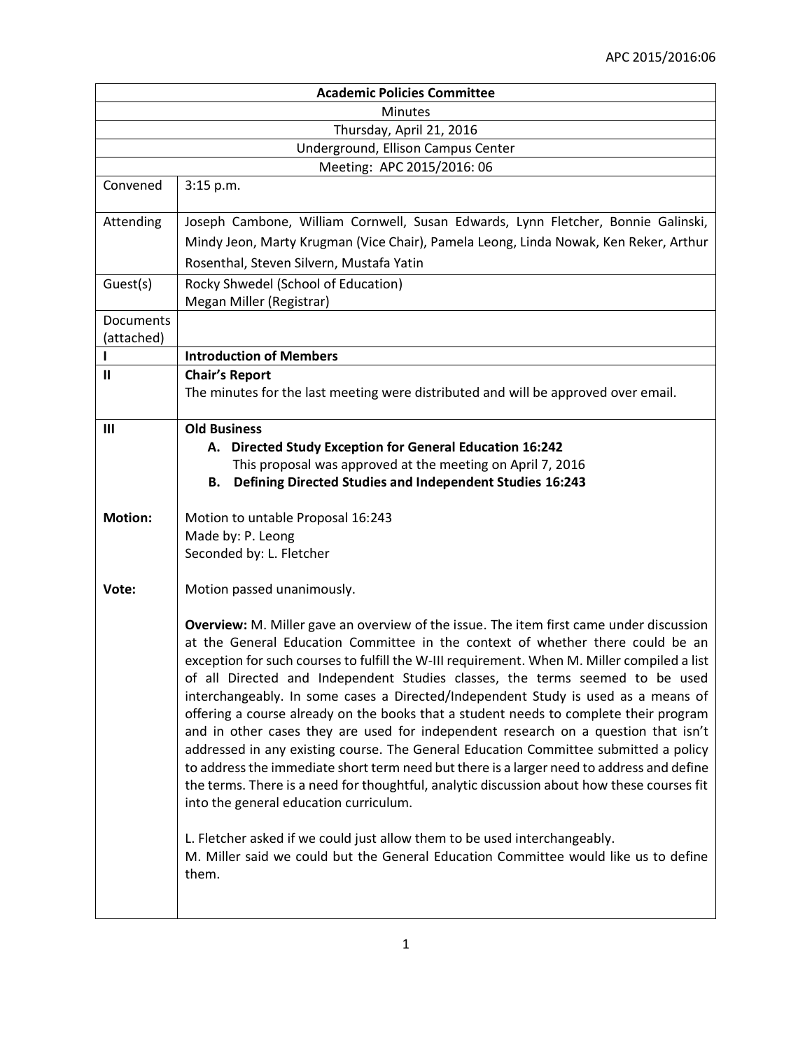APC 2015/2016:06

| Academic Policies Committee | |
|---|---|
| Minutes | |
| Thursday, April 21, 2016 | |
| Underground, Ellison Campus Center | |
| Meeting: APC 2015/2016: 06 | |
| Convened | 3:15 p.m. |
| Attending | Joseph Cambone, William Cornwell, Susan Edwards, Lynn Fletcher, Bonnie Galinski, Mindy Jeon, Marty Krugman (Vice Chair), Pamela Leong, Linda Nowak, Ken Reker, Arthur Rosenthal, Steven Silvern, Mustafa Yatin |
| Guest(s) | Rocky Shwedel (School of Education)<br>Megan Miller (Registrar) |
| Documents (attached) | |
| I | **Introduction of Members** |
| II | **Chair's Report**<br>The minutes for the last meeting were distributed and will be approved over email. |
| III | **Old Business**<br>**A. Directed Study Exception for General Education 16:242**<br>This proposal was approved at the meeting on April 7, 2016<br>**B. Defining Directed Studies and Independent Studies 16:243** |
| **Motion:** | Motion to untable Proposal 16:243<br>Made by: P. Leong<br>Seconded by: L. Fletcher |
| **Vote:** | Motion passed unanimously.<br><br>**Overview:** M. Miller gave an overview of the issue. The item first came under discussion at the General Education Committee in the context of whether there could be an exception for such courses to fulfill the W-III requirement. When M. Miller compiled a list of all Directed and Independent Studies classes, the terms seemed to be used interchangeably. In some cases a Directed/Independent Study is used as a means of offering a course already on the books that a student needs to complete their program and in other cases they are used for independent research on a question that isn't addressed in any existing course. The General Education Committee submitted a policy to address the immediate short term need but there is a larger need to address and define the terms. There is a need for thoughtful, analytic discussion about how these courses fit into the general education curriculum.<br><br>L. Fletcher asked if we could just allow them to be used interchangeably.<br>M. Miller said we could but the General Education Committee would like us to define them. |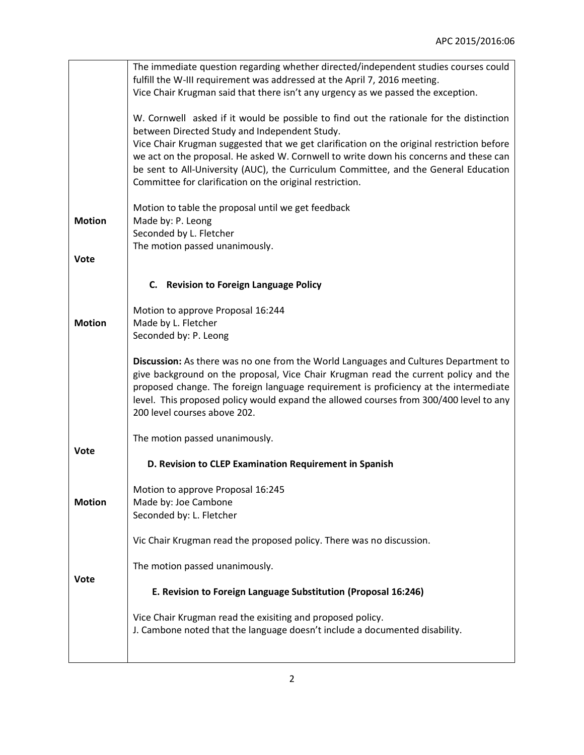| | |
|---|---|
| | The immediate question regarding whether directed/independent studies courses could fulfill the W-III requirement was addressed at the April 7, 2016 meeting.<br>Vice Chair Krugman said that there isn't any urgency as we passed the exception.<br><br>W. Cornwell asked if it would be possible to find out the rationale for the distinction between Directed Study and Independent Study.<br>Vice Chair Krugman suggested that we get clarification on the original restriction before we act on the proposal. He asked W. Cornwell to write down his concerns and these can be sent to All-University (AUC), the Curriculum Committee, and the General Education Committee for clarification on the original restriction. |
| **Motion** | Motion to table the proposal until we get feedback<br>Made by: P. Leong<br>Seconded by L. Fletcher<br>The motion passed unanimously. |
| **Vote** | |
| | **C. Revision to Foreign Language Policy** |
| **Motion** | Motion to approve Proposal 16:244<br>Made by L. Fletcher<br>Seconded by: P. Leong |
| | **Discussion:** As there was no one from the World Languages and Cultures Department to give background on the proposal, Vice Chair Krugman read the current policy and the proposed change. The foreign language requirement is proficiency at the intermediate level. This proposed policy would expand the allowed courses from 300/400 level to any 200 level courses above 202. |
| **Vote** | The motion passed unanimously. |
| | **D. Revision to CLEP Examination Requirement in Spanish** |
| **Motion** | Motion to approve Proposal 16:245<br>Made by: Joe Cambone<br>Seconded by: L. Fletcher<br><br>Vic Chair Krugman read the proposed policy. There was no discussion. |
| **Vote** | The motion passed unanimously. |
| | **E. Revision to Foreign Language Substitution (Proposal 16:246)**<br><br>Vice Chair Krugman read the exisiting and proposed policy.<br>J. Cambone noted that the language doesn't include a documented disability. |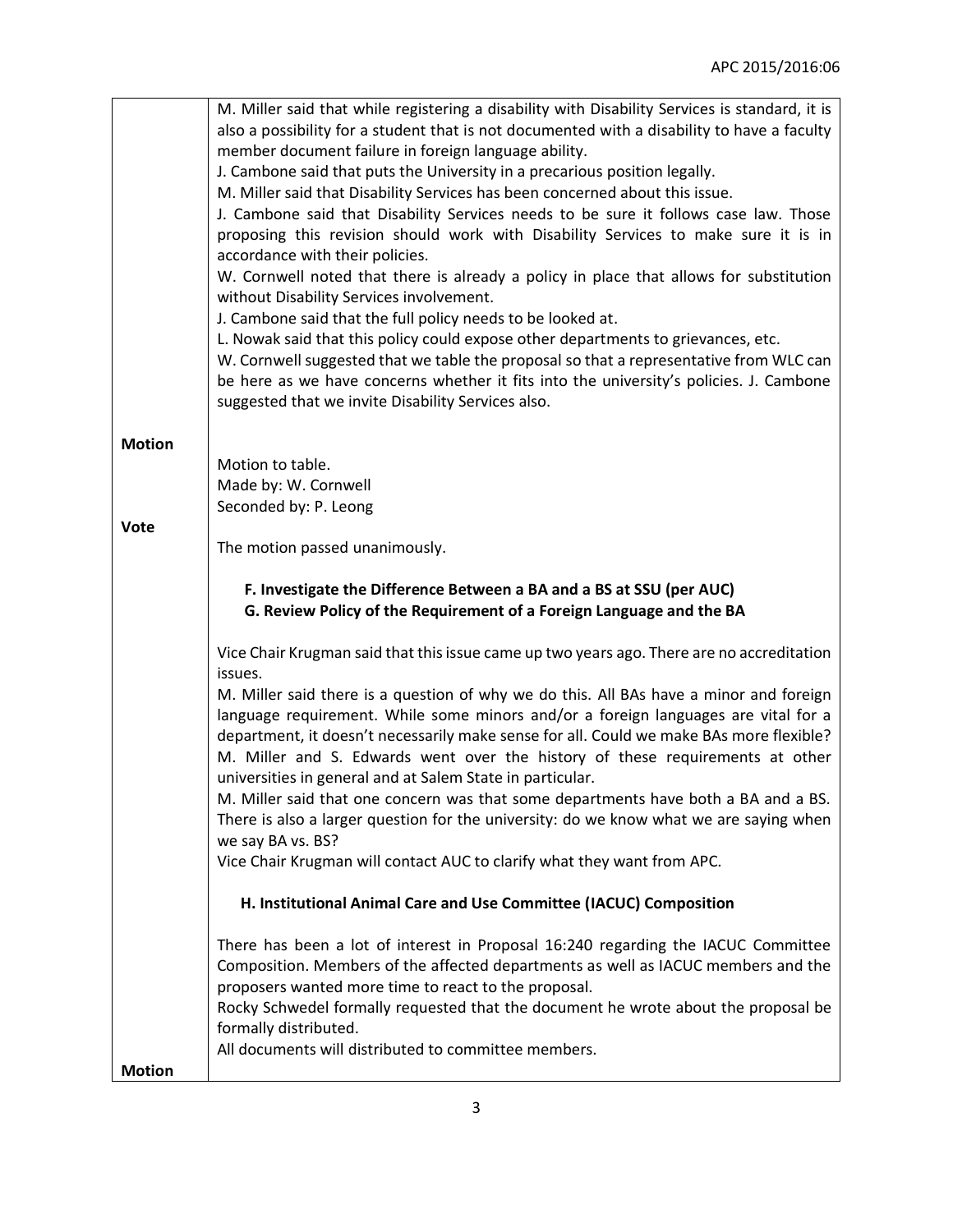| | |
|---|---|
| | M. Miller said that while registering a disability with Disability Services is standard, it is also a possibility for a student that is not documented with a disability to have a faculty member document failure in foreign language ability.<br>J. Cambone said that puts the University in a precarious position legally.<br>M. Miller said that Disability Services has been concerned about this issue.<br>J. Cambone said that Disability Services needs to be sure it follows case law. Those proposing this revision should work with Disability Services to make sure it is in accordance with their policies.<br>W. Cornwell noted that there is already a policy in place that allows for substitution without Disability Services involvement.<br>J. Cambone said that the full policy needs to be looked at.<br>L. Nowak said that this policy could expose other departments to grievances, etc.<br>W. Cornwell suggested that we table the proposal so that a representative from WLC can be here as we have concerns whether it fits into the university's policies. J. Cambone suggested that we invite Disability Services also. |
| **Motion** | Motion to table.<br>Made by: W. Cornwell<br>Seconded by: P. Leong |
| **Vote** | The motion passed unanimously.<br><br>**F. Investigate the Difference Between a BA and a BS at SSU (per AUC)**<br>**G. Review Policy of the Requirement of a Foreign Language and the BA**<br><br>Vice Chair Krugman said that this issue came up two years ago. There are no accreditation issues.<br>M. Miller said there is a question of why we do this. All BAs have a minor and foreign language requirement. While some minors and/or a foreign languages are vital for a department, it doesn't necessarily make sense for all. Could we make BAs more flexible?<br>M. Miller and S. Edwards went over the history of these requirements at other universities in general and at Salem State in particular.<br>M. Miller said that one concern was that some departments have both a BA and a BS. There is also a larger question for the university: do we know what we are saying when we say BA vs. BS?<br>Vice Chair Krugman will contact AUC to clarify what they want from APC.<br><br>**H. Institutional Animal Care and Use Committee (IACUC) Composition**<br><br>There has been a lot of interest in Proposal 16:240 regarding the IACUC Committee Composition. Members of the affected departments as well as IACUC members and the proposers wanted more time to react to the proposal.<br>Rocky Schwedel formally requested that the document he wrote about the proposal be formally distributed.<br>All documents will distributed to committee members. |
| **Motion** | |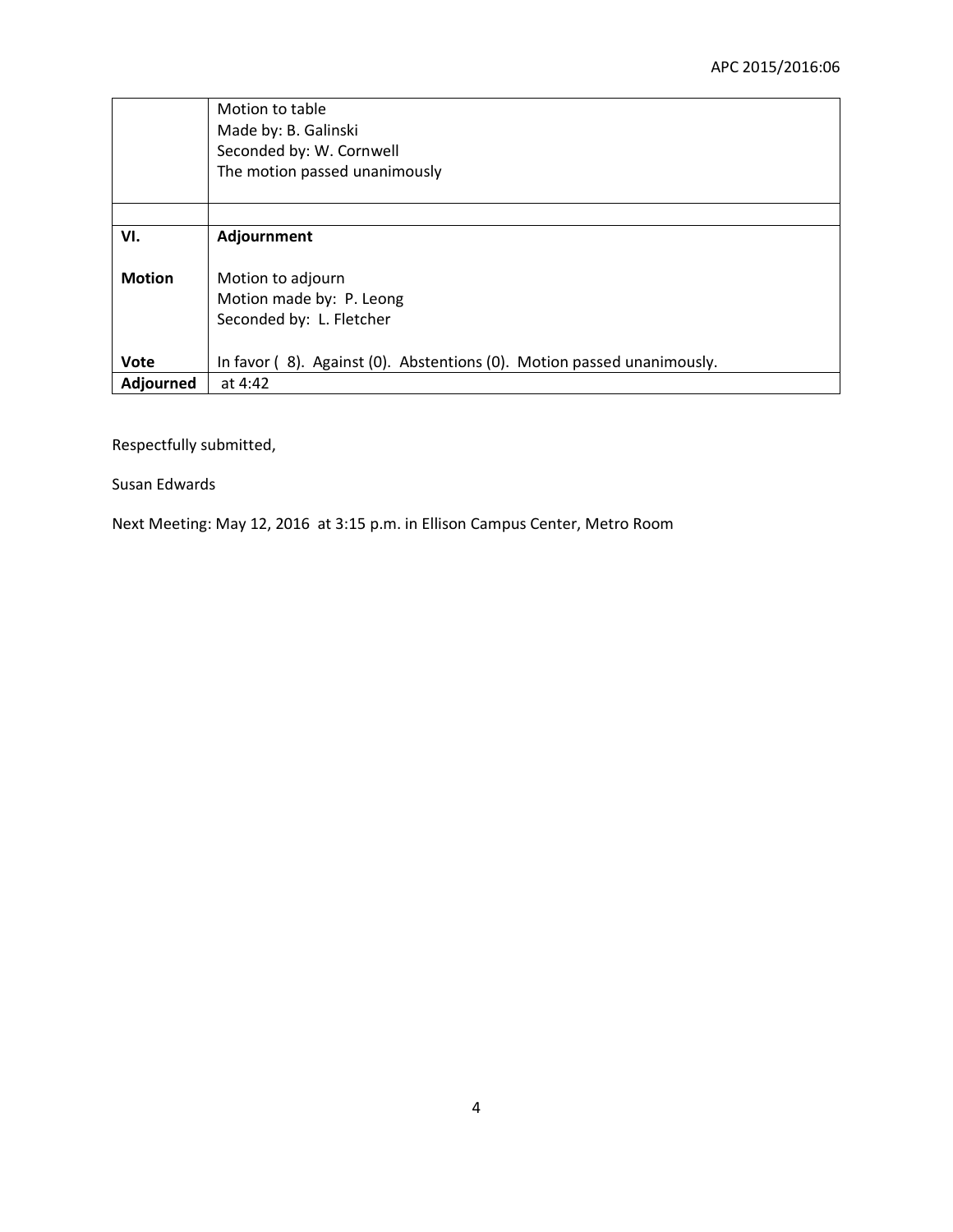| | |
|---|---|
| | Motion to table<br>Made by: B. Galinski<br>Seconded by: W. Cornwell<br>The motion passed unanimously |
| | |
| **VI.** | **Adjournment** |
| **Motion** | Motion to adjourn<br>Motion made by: P. Leong<br>Seconded by: L. Fletcher |
| **Vote** | In favor ( 8). Against (0). Abstentions (0). Motion passed unanimously. |
| **Adjourned** | at 4:42 |

Respectfully submitted,

Susan Edwards

Next Meeting: May 12, 2016 at 3:15 p.m. in Ellison Campus Center, Metro Room